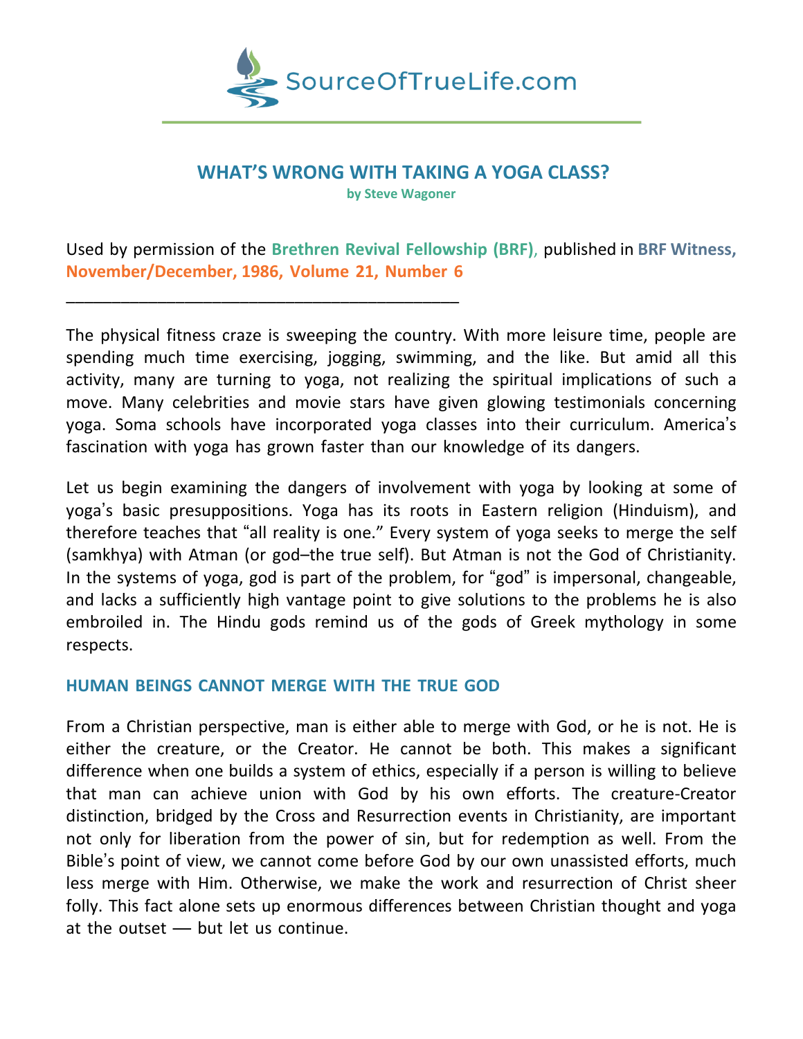SourceOfTrueLife.com

# WHAT'S WRONG WITH TAKING A YOGA CLASS?

**by Steve Wagoner**

Used by permission of the **Brethren Revival Fellowship (BRF)**, published in **BRF Witness, November/December, 1986, Volume 21, Number 6**

___________________________________________

The physical fitness craze is sweeping the country. With more leisure time, people are spending much time exercising, jogging, swimming, and the like. But amid all this activity, many are turning to yoga, not realizing the spiritual implications of such a move. Many celebrities and movie stars have given glowing testimonials concerning yoga. Soma schools have incorporated yoga classes into their curriculum. America's fascination with yoga has grown faster than our knowledge of its dangers.

Let us begin examining the dangers of involvement with yoga by looking at some of yoga's basic presuppositions. Yoga has its roots in Eastern religion (Hinduism), and therefore teaches that "all reality is one." Every system of yoga seeks to merge the self (samkhya) with Atman (or god–the true self). But Atman is not the God of Christianity. In the systems of yoga, god is part of the problem, for "god" is impersonal, changeable, and lacks a sufficiently high vantage point to give solutions to the problems he is also embroiled in. The Hindu gods remind us of the gods of Greek mythology in some respects.

## HUMAN BEINGS CANNOT MERGE WITH THE TRUE GOD

From a Christian perspective, man is either able to merge with God, or he is not. He is either the creature, or the Creator. He cannot be both. This makes a significant difference when one builds a system of ethics, especially if a person is willing to believe that man can achieve union with God by his own efforts. The creature-Creator distinction, bridged by the Cross and Resurrection events in Christianity, are important not only for liberation from the power of sin, but for redemption as well. From the Bible's point of view, we cannot come before God by our own unassisted efforts, much less merge with Him. Otherwise, we make the work and resurrection of Christ sheer folly. This fact alone sets up enormous differences between Christian thought and yoga at the outset — but let us continue.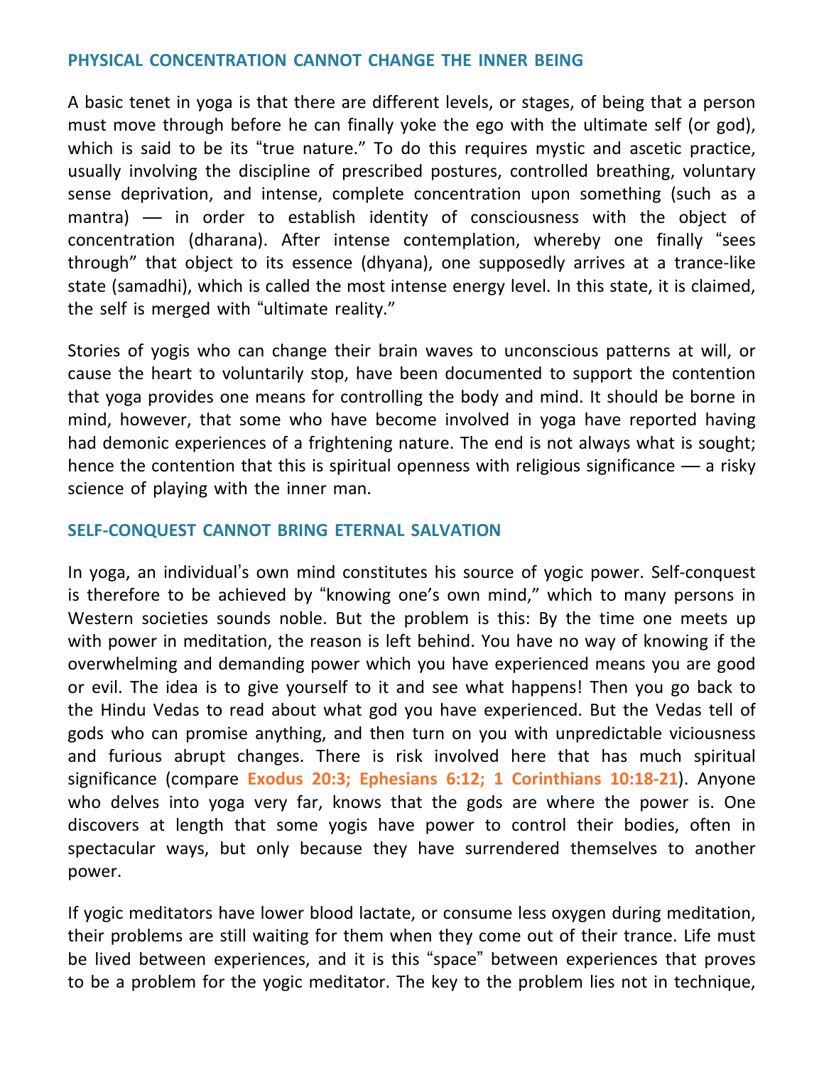## PHYSICAL CONCENTRATION CANNOT CHANGE THE INNER BEING

A basic tenet in yoga is that there are different levels, or stages, of being that a person must move through before he can finally yoke the ego with the ultimate self (or god), which is said to be its "true nature." To do this requires mystic and ascetic practice, usually involving the discipline of prescribed postures, controlled breathing, voluntary sense deprivation, and intense, complete concentration upon something (such as a mantra) — in order to establish identity of consciousness with the object of concentration (dharana). After intense contemplation, whereby one finally "sees through" that object to its essence (dhyana), one supposedly arrives at a trance-like state (samadhi), which is called the most intense energy level. In this state, it is claimed, the self is merged with "ultimate reality."

Stories of yogis who can change their brain waves to unconscious patterns at will, or cause the heart to voluntarily stop, have been documented to support the contention that yoga provides one means for controlling the body and mind. It should be borne in mind, however, that some who have become involved in yoga have reported having had demonic experiences of a frightening nature. The end is not always what is sought; hence the contention that this is spiritual openness with religious significance — a risky science of playing with the inner man.

## SELF-CONQUEST CANNOT BRING ETERNAL SALVATION

In yoga, an individual's own mind constitutes his source of yogic power. Self-conquest is therefore to be achieved by "knowing one's own mind," which to many persons in Western societies sounds noble. But the problem is this: By the time one meets up with power in meditation, the reason is left behind. You have no way of knowing if the overwhelming and demanding power which you have experienced means you are good or evil. The idea is to give yourself to it and see what happens! Then you go back to the Hindu Vedas to read about what god you have experienced. But the Vedas tell of gods who can promise anything, and then turn on you with unpredictable viciousness and furious abrupt changes. There is risk involved here that has much spiritual significance (compare **Exodus 20:3; Ephesians 6:12; 1 Corinthians 10:18-21**). Anyone who delves into yoga very far, knows that the gods are where the power is. One discovers at length that some yogis have power to control their bodies, often in spectacular ways, but only because they have surrendered themselves to another power.

If yogic meditators have lower blood lactate, or consume less oxygen during meditation, their problems are still waiting for them when they come out of their trance. Life must be lived between experiences, and it is this "space" between experiences that proves to be a problem for the yogic meditator. The key to the problem lies not in technique,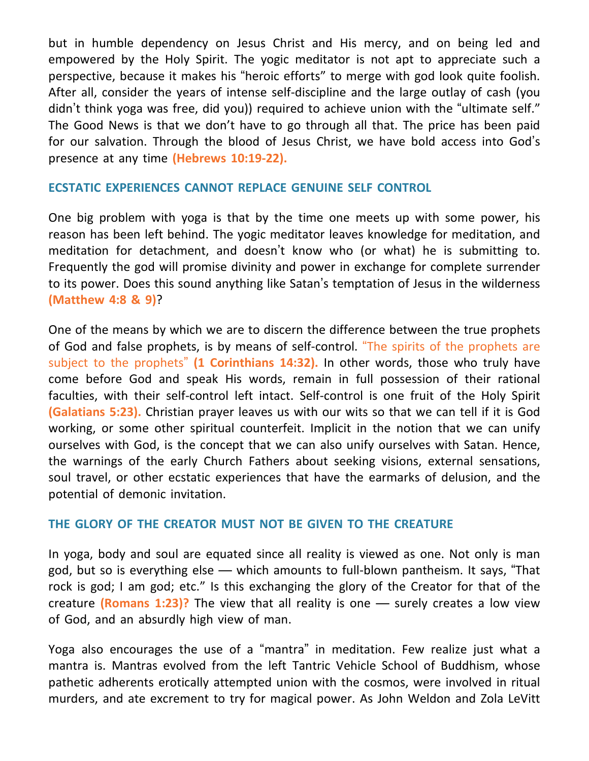but in humble dependency on Jesus Christ and His mercy, and on being led and empowered by the Holy Spirit. The yogic meditator is not apt to appreciate such a perspective, because it makes his "heroic efforts" to merge with god look quite foolish. After all, consider the years of intense self-discipline and the large outlay of cash (you didn't think yoga was free, did you)) required to achieve union with the "ultimate self." The Good News is that we don't have to go through all that. The price has been paid for our salvation. Through the blood of Jesus Christ, we have bold access into God's presence at any time **(Hebrews 10:19-22).**

## ECSTATIC EXPERIENCES CANNOT REPLACE GENUINE SELF CONTROL

One big problem with yoga is that by the time one meets up with some power, his reason has been left behind. The yogic meditator leaves knowledge for meditation, and meditation for detachment, and doesn't know who (or what) he is submitting to. Frequently the god will promise divinity and power in exchange for complete surrender to its power. Does this sound anything like Satan's temptation of Jesus in the wilderness **(Matthew 4:8 & 9)**?

One of the means by which we are to discern the difference between the true prophets of God and false prophets, is by means of self-control. "The spirits of the prophets are subject to the prophets" **(1 Corinthians 14:32).** In other words, those who truly have come before God and speak His words, remain in full possession of their rational faculties, with their self-control left intact. Self-control is one fruit of the Holy Spirit **(Galatians 5:23).** Christian prayer leaves us with our wits so that we can tell if it is God working, or some other spiritual counterfeit. Implicit in the notion that we can unify ourselves with God, is the concept that we can also unify ourselves with Satan. Hence, the warnings of the early Church Fathers about seeking visions, external sensations, soul travel, or other ecstatic experiences that have the earmarks of delusion, and the potential of demonic invitation.

## THE GLORY OF THE CREATOR MUST NOT BE GIVEN TO THE CREATURE

In yoga, body and soul are equated since all reality is viewed as one. Not only is man god, but so is everything else — which amounts to full-blown pantheism. It says, "That rock is god; I am god; etc." Is this exchanging the glory of the Creator for that of the creature **(Romans 1:23)?** The view that all reality is one — surely creates a low view of God, and an absurdly high view of man.

Yoga also encourages the use of a "mantra" in meditation. Few realize just what a mantra is. Mantras evolved from the left Tantric Vehicle School of Buddhism, whose pathetic adherents erotically attempted union with the cosmos, were involved in ritual murders, and ate excrement to try for magical power. As John Weldon and Zola LeVitt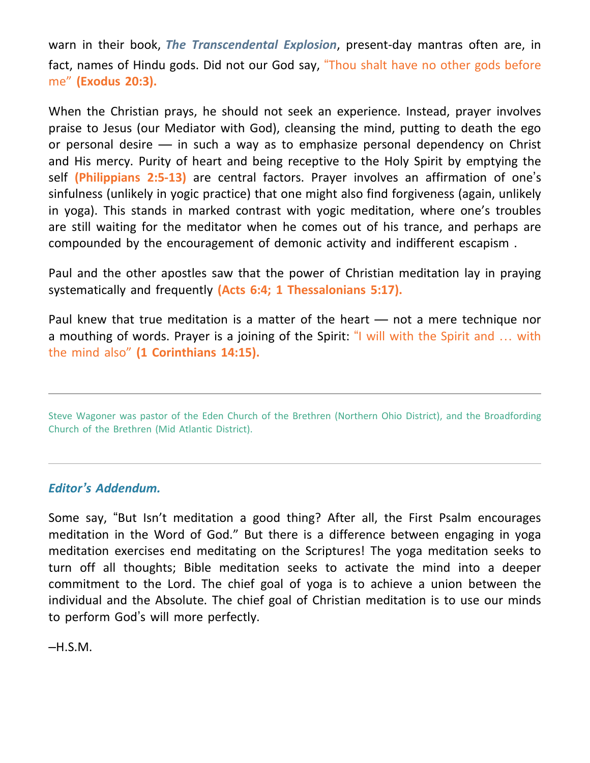warn in their book, ***The Transcendental Explosion***, present-day mantras often are, in fact, names of Hindu gods. Did not our God say, "Thou shalt have no other gods before me" **(Exodus 20:3).**

When the Christian prays, he should not seek an experience. Instead, prayer involves praise to Jesus (our Mediator with God), cleansing the mind, putting to death the ego or personal desire — in such a way as to emphasize personal dependency on Christ and His mercy. Purity of heart and being receptive to the Holy Spirit by emptying the self **(Philippians 2:5-13)** are central factors. Prayer involves an affirmation of one's sinfulness (unlikely in yogic practice) that one might also find forgiveness (again, unlikely in yoga). This stands in marked contrast with yogic meditation, where one's troubles are still waiting for the meditator when he comes out of his trance, and perhaps are compounded by the encouragement of demonic activity and indifferent escapism .

Paul and the other apostles saw that the power of Christian meditation lay in praying systematically and frequently **(Acts 6:4; 1 Thessalonians 5:17).**

Paul knew that true meditation is a matter of the heart — not a mere technique nor a mouthing of words. Prayer is a joining of the Spirit: "I will with the Spirit and … with the mind also" **(1 Corinthians 14:15).**

---

Steve Wagoner was pastor of the Eden Church of the Brethren (Northern Ohio District), and the Broadfording Church of the Brethren (Mid Atlantic District).

---

### *Editor's Addendum.*

Some say, "But Isn't meditation a good thing? After all, the First Psalm encourages meditation in the Word of God." But there is a difference between engaging in yoga meditation exercises end meditating on the Scriptures! The yoga meditation seeks to turn off all thoughts; Bible meditation seeks to activate the mind into a deeper commitment to the Lord. The chief goal of yoga is to achieve a union between the individual and the Absolute. The chief goal of Christian meditation is to use our minds to perform God's will more perfectly.

–H.S.M.